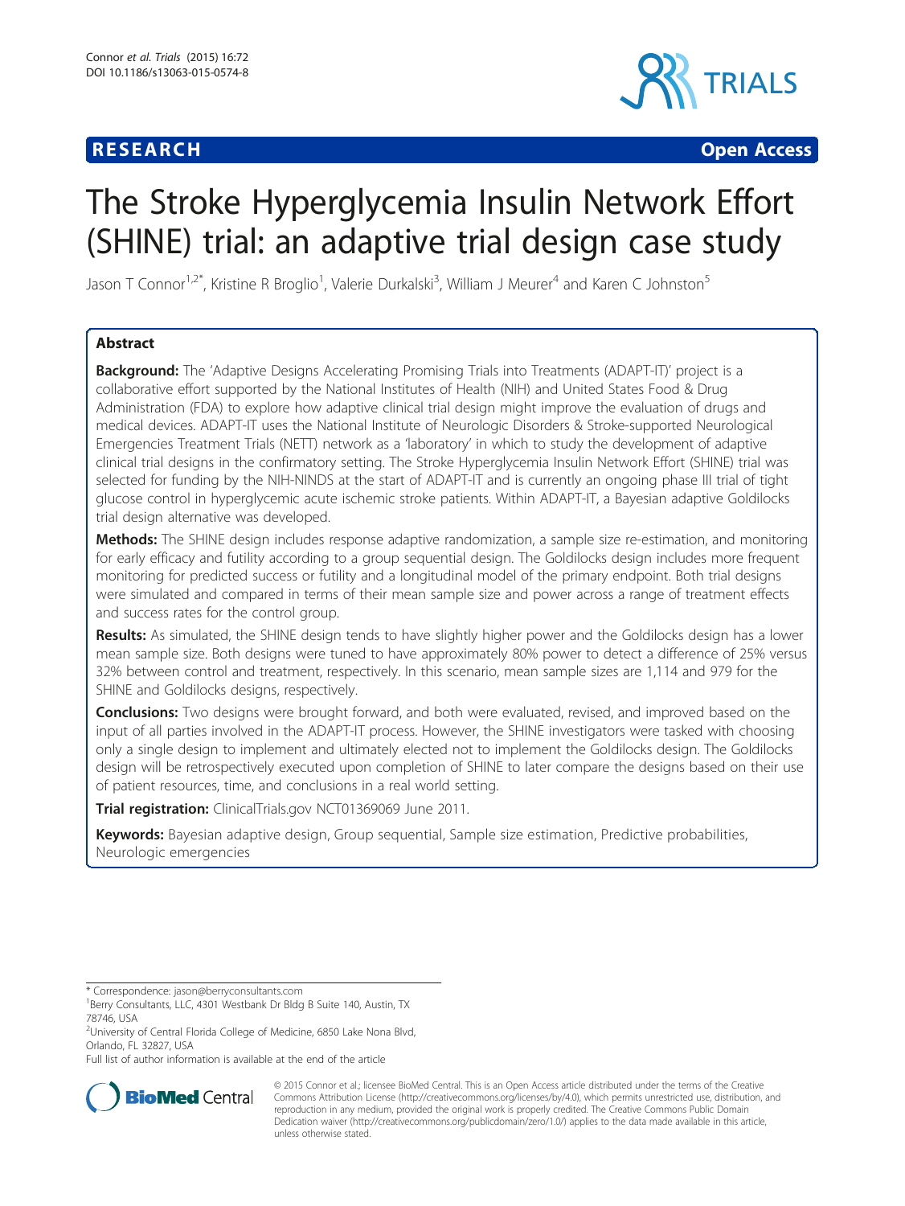**RESEARCH** **Open Access**

# The Stroke Hyperglycemia Insulin Network Effort (SHINE) trial: an adaptive trial design case study

Jason T Connor[1,2*], Kristine R Broglio[1], Valerie Durkalski[3], William J Meurer[4] and Karen C Johnston[5]

## Abstract

**Background:** The 'Adaptive Designs Accelerating Promising Trials into Treatments (ADAPT-IT)' project is a collaborative effort supported by the National Institutes of Health (NIH) and United States Food & Drug Administration (FDA) to explore how adaptive clinical trial design might improve the evaluation of drugs and medical devices. ADAPT-IT uses the National Institute of Neurologic Disorders & Stroke-supported Neurological Emergencies Treatment Trials (NETT) network as a 'laboratory' in which to study the development of adaptive clinical trial designs in the confirmatory setting. The Stroke Hyperglycemia Insulin Network Effort (SHINE) trial was selected for funding by the NIH-NINDS at the start of ADAPT-IT and is currently an ongoing phase III trial of tight glucose control in hyperglycemic acute ischemic stroke patients. Within ADAPT-IT, a Bayesian adaptive Goldilocks trial design alternative was developed.

**Methods:** The SHINE design includes response adaptive randomization, a sample size re-estimation, and monitoring for early efficacy and futility according to a group sequential design. The Goldilocks design includes more frequent monitoring for predicted success or futility and a longitudinal model of the primary endpoint. Both trial designs were simulated and compared in terms of their mean sample size and power across a range of treatment effects and success rates for the control group.

**Results:** As simulated, the SHINE design tends to have slightly higher power and the Goldilocks design has a lower mean sample size. Both designs were tuned to have approximately 80% power to detect a difference of 25% versus 32% between control and treatment, respectively. In this scenario, mean sample sizes are 1,114 and 979 for the SHINE and Goldilocks designs, respectively.

**Conclusions:** Two designs were brought forward, and both were evaluated, revised, and improved based on the input of all parties involved in the ADAPT-IT process. However, the SHINE investigators were tasked with choosing only a single design to implement and ultimately elected not to implement the Goldilocks design. The Goldilocks design will be retrospectively executed upon completion of SHINE to later compare the designs based on their use of patient resources, time, and conclusions in a real world setting.

**Trial registration:** ClinicalTrials.gov NCT01369069 June 2011.

**Keywords:** Bayesian adaptive design, Group sequential, Sample size estimation, Predictive probabilities, Neurologic emergencies

---

\* Correspondence: jason@berryconsultants.com
[1]Berry Consultants, LLC, 4301 Westbank Dr Bldg B Suite 140, Austin, TX 78746, USA
[2]University of Central Florida College of Medicine, 6850 Lake Nona Blvd, Orlando, FL 32827, USA
Full list of author information is available at the end of the article

© 2015 Connor et al.; licensee BioMed Central. This is an Open Access article distributed under the terms of the Creative Commons Attribution License (http://creativecommons.org/licenses/by/4.0), which permits unrestricted use, distribution, and reproduction in any medium, provided the original work is properly credited. The Creative Commons Public Domain Dedication waiver (http://creativecommons.org/publicdomain/zero/1.0/) applies to the data made available in this article, unless otherwise stated.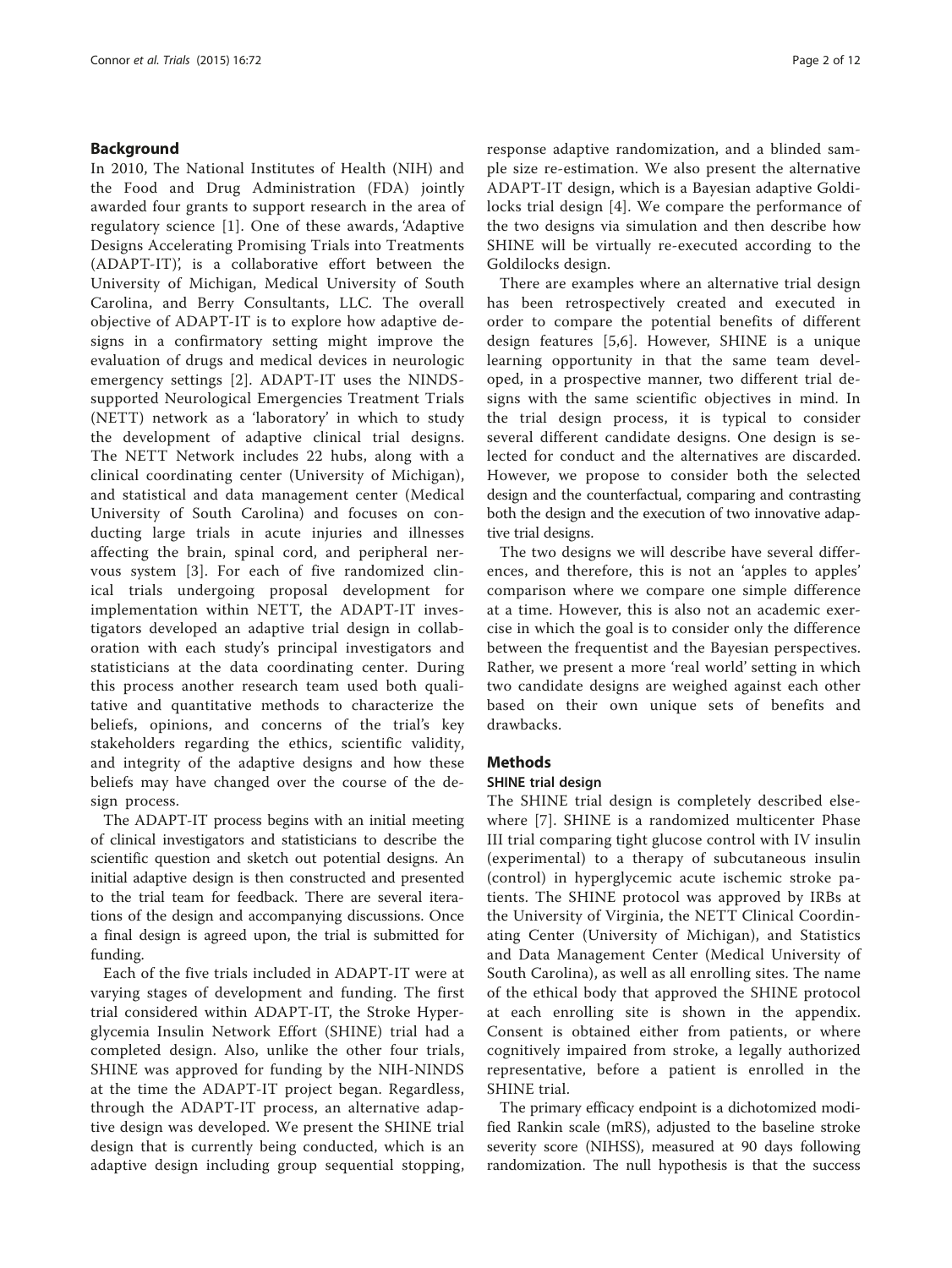## Background

In 2010, The National Institutes of Health (NIH) and the Food and Drug Administration (FDA) jointly awarded four grants to support research in the area of regulatory science [1]. One of these awards, 'Adaptive Designs Accelerating Promising Trials into Treatments (ADAPT-IT)', is a collaborative effort between the University of Michigan, Medical University of South Carolina, and Berry Consultants, LLC. The overall objective of ADAPT-IT is to explore how adaptive designs in a confirmatory setting might improve the evaluation of drugs and medical devices in neurologic emergency settings [2]. ADAPT-IT uses the NINDS-supported Neurological Emergencies Treatment Trials (NETT) network as a 'laboratory' in which to study the development of adaptive clinical trial designs. The NETT Network includes 22 hubs, along with a clinical coordinating center (University of Michigan), and statistical and data management center (Medical University of South Carolina) and focuses on conducting large trials in acute injuries and illnesses affecting the brain, spinal cord, and peripheral nervous system [3]. For each of five randomized clinical trials undergoing proposal development for implementation within NETT, the ADAPT-IT investigators developed an adaptive trial design in collaboration with each study's principal investigators and statisticians at the data coordinating center. During this process another research team used both qualitative and quantitative methods to characterize the beliefs, opinions, and concerns of the trial's key stakeholders regarding the ethics, scientific validity, and integrity of the adaptive designs and how these beliefs may have changed over the course of the design process.

The ADAPT-IT process begins with an initial meeting of clinical investigators and statisticians to describe the scientific question and sketch out potential designs. An initial adaptive design is then constructed and presented to the trial team for feedback. There are several iterations of the design and accompanying discussions. Once a final design is agreed upon, the trial is submitted for funding.

Each of the five trials included in ADAPT-IT were at varying stages of development and funding. The first trial considered within ADAPT-IT, the Stroke Hyperglycemia Insulin Network Effort (SHINE) trial had a completed design. Also, unlike the other four trials, SHINE was approved for funding by the NIH-NINDS at the time the ADAPT-IT project began. Regardless, through the ADAPT-IT process, an alternative adaptive design was developed. We present the SHINE trial design that is currently being conducted, which is an adaptive design including group sequential stopping, response adaptive randomization, and a blinded sample size re-estimation. We also present the alternative ADAPT-IT design, which is a Bayesian adaptive Goldilocks trial design [4]. We compare the performance of the two designs via simulation and then describe how SHINE will be virtually re-executed according to the Goldilocks design.

There are examples where an alternative trial design has been retrospectively created and executed in order to compare the potential benefits of different design features [5,6]. However, SHINE is a unique learning opportunity in that the same team developed, in a prospective manner, two different trial designs with the same scientific objectives in mind. In the trial design process, it is typical to consider several different candidate designs. One design is selected for conduct and the alternatives are discarded. However, we propose to consider both the selected design and the counterfactual, comparing and contrasting both the design and the execution of two innovative adaptive trial designs.

The two designs we will describe have several differences, and therefore, this is not an 'apples to apples' comparison where we compare one simple difference at a time. However, this is also not an academic exercise in which the goal is to consider only the difference between the frequentist and the Bayesian perspectives. Rather, we present a more 'real world' setting in which two candidate designs are weighed against each other based on their own unique sets of benefits and drawbacks.

## Methods

### SHINE trial design

The SHINE trial design is completely described elsewhere [7]. SHINE is a randomized multicenter Phase III trial comparing tight glucose control with IV insulin (experimental) to a therapy of subcutaneous insulin (control) in hyperglycemic acute ischemic stroke patients. The SHINE protocol was approved by IRBs at the University of Virginia, the NETT Clinical Coordinating Center (University of Michigan), and Statistics and Data Management Center (Medical University of South Carolina), as well as all enrolling sites. The name of the ethical body that approved the SHINE protocol at each enrolling site is shown in the appendix. Consent is obtained either from patients, or where cognitively impaired from stroke, a legally authorized representative, before a patient is enrolled in the SHINE trial.

The primary efficacy endpoint is a dichotomized modified Rankin scale (mRS), adjusted to the baseline stroke severity score (NIHSS), measured at 90 days following randomization. The null hypothesis is that the success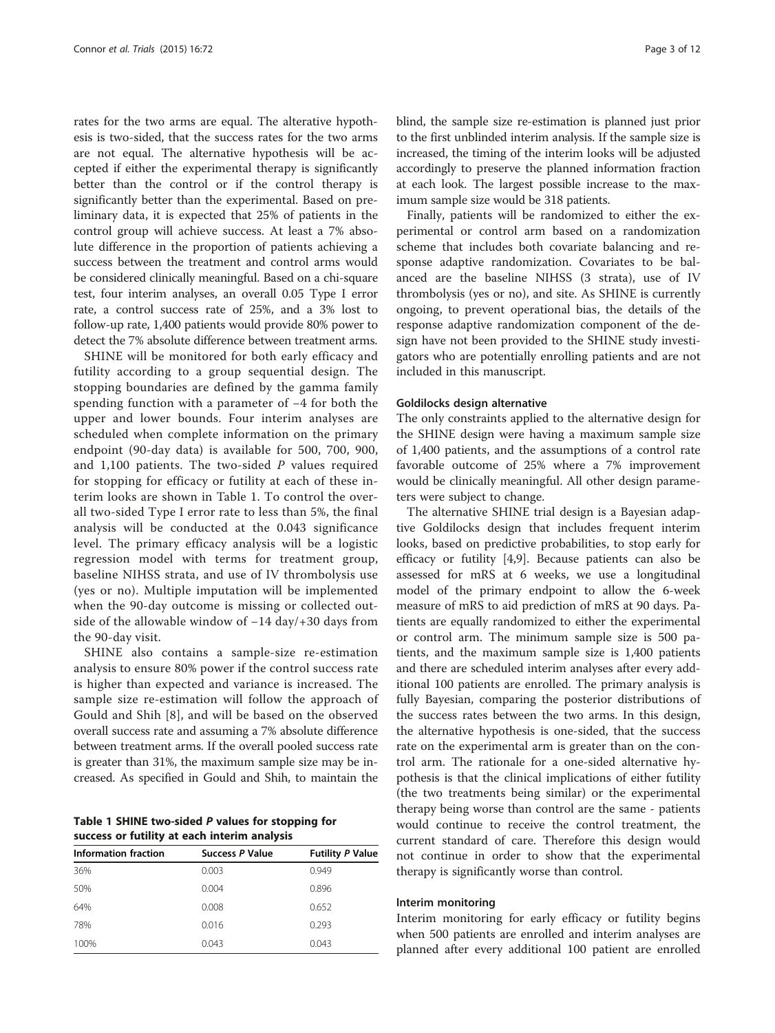rates for the two arms are equal. The alterative hypothesis is two-sided, that the success rates for the two arms are not equal. The alternative hypothesis will be accepted if either the experimental therapy is significantly better than the control or if the control therapy is significantly better than the experimental. Based on preliminary data, it is expected that 25% of patients in the control group will achieve success. At least a 7% absolute difference in the proportion of patients achieving a success between the treatment and control arms would be considered clinically meaningful. Based on a chi-square test, four interim analyses, an overall 0.05 Type I error rate, a control success rate of 25%, and a 3% lost to follow-up rate, 1,400 patients would provide 80% power to detect the 7% absolute difference between treatment arms.

SHINE will be monitored for both early efficacy and futility according to a group sequential design. The stopping boundaries are defined by the gamma family spending function with a parameter of −4 for both the upper and lower bounds. Four interim analyses are scheduled when complete information on the primary endpoint (90-day data) is available for 500, 700, 900, and 1,100 patients. The two-sided *P* values required for stopping for efficacy or futility at each of these interim looks are shown in Table 1. To control the overall two-sided Type I error rate to less than 5%, the final analysis will be conducted at the 0.043 significance level. The primary efficacy analysis will be a logistic regression model with terms for treatment group, baseline NIHSS strata, and use of IV thrombolysis use (yes or no). Multiple imputation will be implemented when the 90-day outcome is missing or collected outside of the allowable window of −14 day/+30 days from the 90-day visit.

SHINE also contains a sample-size re-estimation analysis to ensure 80% power if the control success rate is higher than expected and variance is increased. The sample size re-estimation will follow the approach of Gould and Shih [8], and will be based on the observed overall success rate and assuming a 7% absolute difference between treatment arms. If the overall pooled success rate is greater than 31%, the maximum sample size may be increased. As specified in Gould and Shih, to maintain the blind, the sample size re-estimation is planned just prior to the first unblinded interim analysis. If the sample size is increased, the timing of the interim looks will be adjusted accordingly to preserve the planned information fraction at each look. The largest possible increase to the maximum sample size would be 318 patients.

**Table 1 SHINE two-sided *P* values for stopping for success or futility at each interim analysis**

| Information fraction | Success *P* Value | Futility *P* Value |
|---|---|---|
| 36% | 0.003 | 0.949 |
| 50% | 0.004 | 0.896 |
| 64% | 0.008 | 0.652 |
| 78% | 0.016 | 0.293 |
| 100% | 0.043 | 0.043 |

Finally, patients will be randomized to either the experimental or control arm based on a randomization scheme that includes both covariate balancing and response adaptive randomization. Covariates to be balanced are the baseline NIHSS (3 strata), use of IV thrombolysis (yes or no), and site. As SHINE is currently ongoing, to prevent operational bias, the details of the response adaptive randomization component of the design have not been provided to the SHINE study investigators who are potentially enrolling patients and are not included in this manuscript.

#### Goldilocks design alternative

The only constraints applied to the alternative design for the SHINE design were having a maximum sample size of 1,400 patients, and the assumptions of a control rate favorable outcome of 25% where a 7% improvement would be clinically meaningful. All other design parameters were subject to change.

The alternative SHINE trial design is a Bayesian adaptive Goldilocks design that includes frequent interim looks, based on predictive probabilities, to stop early for efficacy or futility [4,9]. Because patients can also be assessed for mRS at 6 weeks, we use a longitudinal model of the primary endpoint to allow the 6-week measure of mRS to aid prediction of mRS at 90 days. Patients are equally randomized to either the experimental or control arm. The minimum sample size is 500 patients, and the maximum sample size is 1,400 patients and there are scheduled interim analyses after every additional 100 patients are enrolled. The primary analysis is fully Bayesian, comparing the posterior distributions of the success rates between the two arms. In this design, the alternative hypothesis is one-sided, that the success rate on the experimental arm is greater than on the control arm. The rationale for a one-sided alternative hypothesis is that the clinical implications of either futility (the two treatments being similar) or the experimental therapy being worse than control are the same - patients would continue to receive the control treatment, the current standard of care. Therefore this design would not continue in order to show that the experimental therapy is significantly worse than control.

#### Interim monitoring

Interim monitoring for early efficacy or futility begins when 500 patients are enrolled and interim analyses are planned after every additional 100 patient are enrolled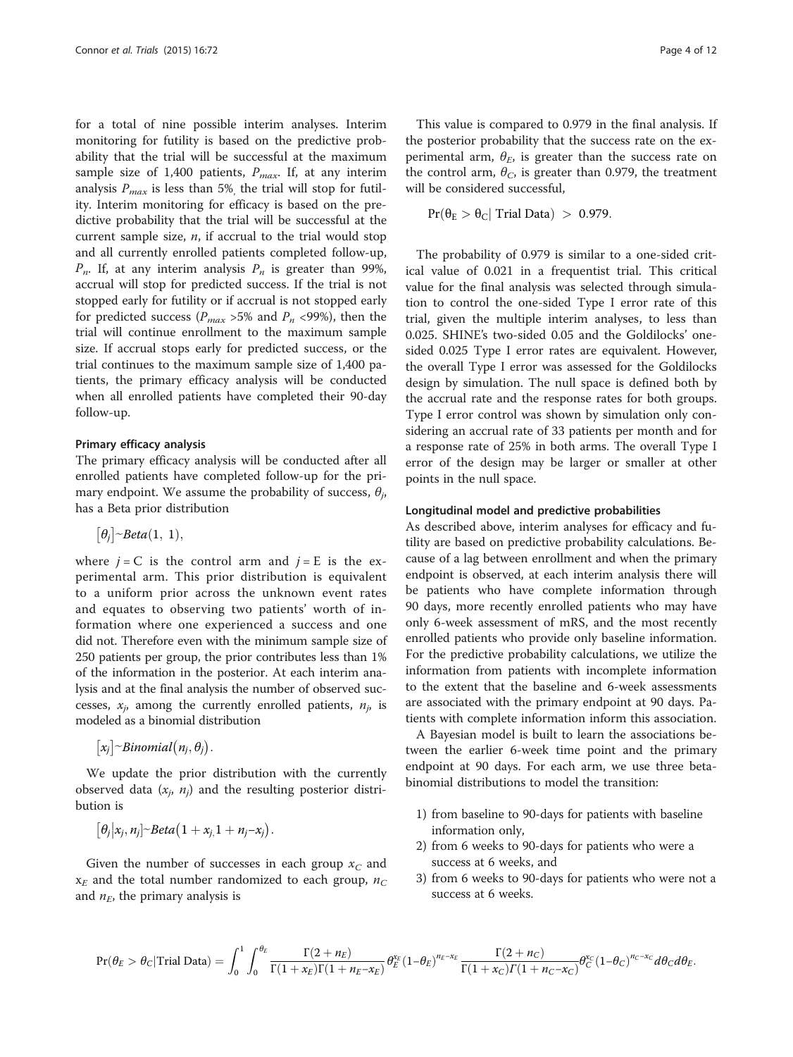for a total of nine possible interim analyses. Interim monitoring for futility is based on the predictive probability that the trial will be successful at the maximum sample size of 1,400 patients, $P_{max}$. If, at any interim analysis $P_{max}$ is less than 5%, the trial will stop for futility. Interim monitoring for efficacy is based on the predictive probability that the trial will be successful at the current sample size, $n$, if accrual to the trial would stop and all currently enrolled patients completed follow-up, $P_n$. If, at any interim analysis $P_n$ is greater than 99%, accrual will stop for predicted success. If the trial is not stopped early for futility or if accrual is not stopped early for predicted success ($P_{max}$ >5% and $P_n$ <99%), then the trial will continue enrollment to the maximum sample size. If accrual stops early for predicted success, or the trial continues to the maximum sample size of 1,400 patients, the primary efficacy analysis will be conducted when all enrolled patients have completed their 90-day follow-up.

#### Primary efficacy analysis

The primary efficacy analysis will be conducted after all enrolled patients have completed follow-up for the primary endpoint. We assume the probability of success, $\theta_j$, has a Beta prior distribution

$$[\theta_j] \sim Beta(1, 1),$$

where $j$ = C is the control arm and $j$ = E is the experimental arm. This prior distribution is equivalent to a uniform prior across the unknown event rates and equates to observing two patients' worth of information where one experienced a success and one did not. Therefore even with the minimum sample size of 250 patients per group, the prior contributes less than 1% of the information in the posterior. At each interim analysis and at the final analysis the number of observed successes, $x_j$, among the currently enrolled patients, $n_j$, is modeled as a binomial distribution

$$[x_j] \sim Binomial(n_j, \theta_j).$$

We update the prior distribution with the currently observed data ($x_j$, $n_j$) and the resulting posterior distribution is

$$[\theta_j | x_j, n_j] \sim Beta(1 + x_j, 1 + n_j - x_j).$$

Given the number of successes in each group $x_C$ and $x_E$ and the total number randomized to each group, $n_C$ and $n_E$, the primary analysis is

$$\Pr(\theta_E > \theta_C | \text{Trial Data}) = \int_0^1 \int_0^{\theta_E} \frac{\Gamma(2+n_E)}{\Gamma(1+x_E)\Gamma(1+n_E-x_E)} \theta_E^{x_E} (1-\theta_E)^{n_E-x_E} \frac{\Gamma(2+n_C)}{\Gamma(1+x_C)\Gamma(1+n_C-x_C)} \theta_C^{x_C} (1-\theta_C)^{n_C-x_C} d\theta_C d\theta_E.$$

This value is compared to 0.979 in the final analysis. If the posterior probability that the success rate on the experimental arm, $\theta_E$, is greater than the success rate on the control arm, $\theta_C$, is greater than 0.979, the treatment will be considered successful,

$$\Pr(\theta_E > \theta_C | \text{ Trial Data}) > 0.979.$$

The probability of 0.979 is similar to a one-sided critical value of 0.021 in a frequentist trial. This critical value for the final analysis was selected through simulation to control the one-sided Type I error rate of this trial, given the multiple interim analyses, to less than 0.025. SHINE's two-sided 0.05 and the Goldilocks' one-sided 0.025 Type I error rates are equivalent. However, the overall Type I error was assessed for the Goldilocks design by simulation. The null space is defined both by the accrual rate and the response rates for both groups. Type I error control was shown by simulation only considering an accrual rate of 33 patients per month and for a response rate of 25% in both arms. The overall Type I error of the design may be larger or smaller at other points in the null space.

#### Longitudinal model and predictive probabilities

As described above, interim analyses for efficacy and futility are based on predictive probability calculations. Because of a lag between enrollment and when the primary endpoint is observed, at each interim analysis there will be patients who have complete information through 90 days, more recently enrolled patients who may have only 6-week assessment of mRS, and the most recently enrolled patients who provide only baseline information. For the predictive probability calculations, we utilize the information from patients with incomplete information to the extent that the baseline and 6-week assessments are associated with the primary endpoint at 90 days. Patients with complete information inform this association.

A Bayesian model is built to learn the associations between the earlier 6-week time point and the primary endpoint at 90 days. For each arm, we use three beta-binomial distributions to model the transition:

1) from baseline to 90-days for patients with baseline information only,
2) from 6 weeks to 90-days for patients who were a success at 6 weeks, and
3) from 6 weeks to 90-days for patients who were not a success at 6 weeks.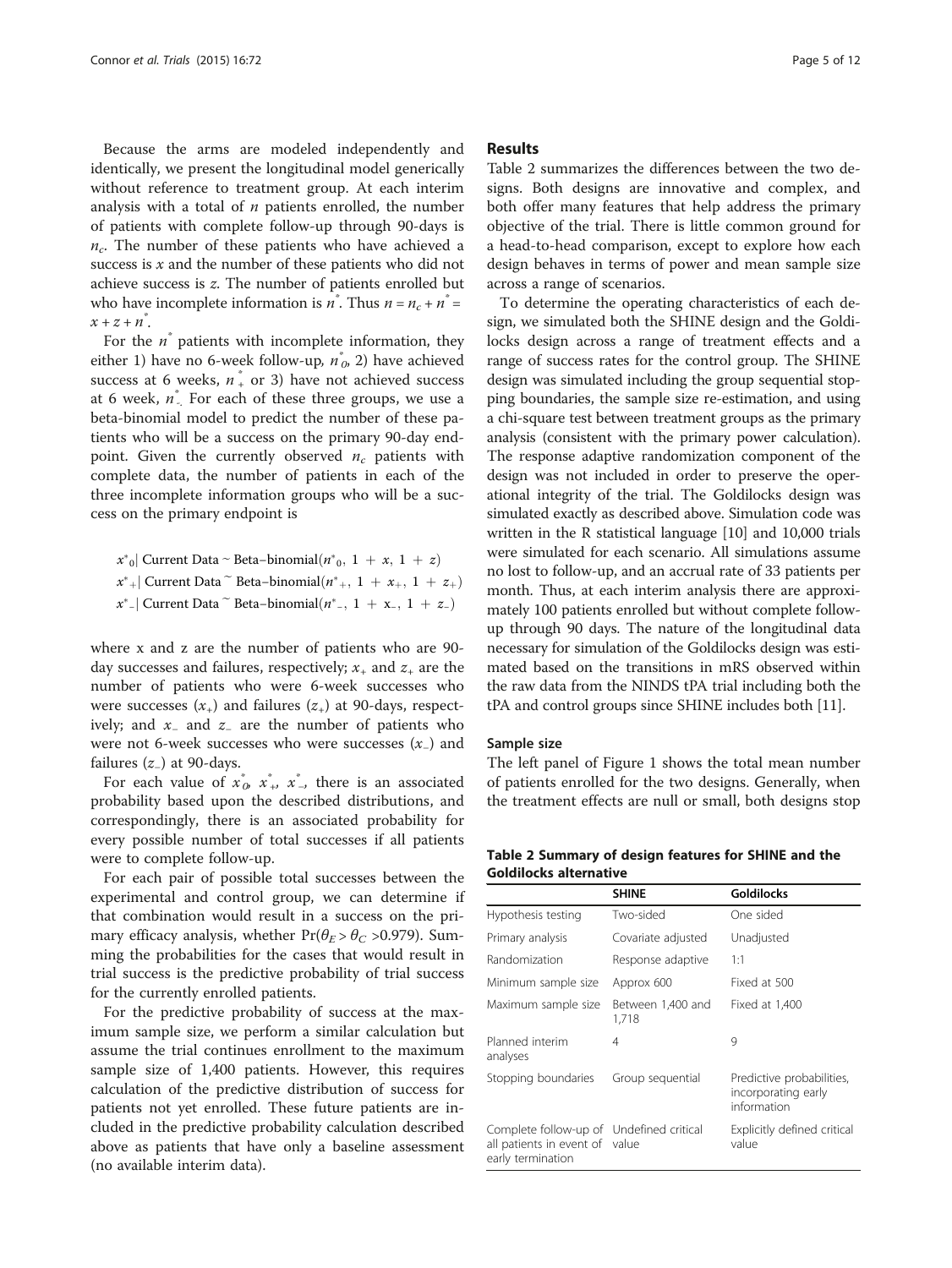Because the arms are modeled independently and identically, we present the longitudinal model generically without reference to treatment group. At each interim analysis with a total of $n$ patients enrolled, the number of patients with complete follow-up through 90-days is $n_c$. The number of these patients who have achieved a success is $x$ and the number of these patients who did not achieve success is $z$. The number of patients enrolled but who have incomplete information is $n^*$. Thus $n = n_c + n^* = x + z + n^*$.

For the $n^*$ patients with incomplete information, they either 1) have no 6-week follow-up, $n^*_0$, 2) have achieved success at 6 weeks, $n^*_+$ or 3) have not achieved success at 6 week, $n^*_-$. For each of these three groups, we use a beta-binomial model to predict the number of these patients who will be a success on the primary 90-day endpoint. Given the currently observed $n_c$ patients with complete data, the number of patients in each of the three incomplete information groups who will be a success on the primary endpoint is

$$x^*_0 | \text{ Current Data} \sim \text{Beta–binomial}(n^*_0,\ 1 + x,\ 1 + z)$$

$$x^*_+ | \text{ Current Data} \sim \text{Beta–binomial}(n^*_+,\ 1 + x_+,\ 1 + z_+)$$

$$x^*_- | \text{ Current Data} \sim \text{Beta–binomial}(n^*_-,\ 1 + x_-,\ 1 + z_-)$$

where x and z are the number of patients who are 90-day successes and failures, respectively; $x_+$ and $z_+$ are the number of patients who were 6-week successes who were successes ($x_+$) and failures ($z_+$) at 90-days, respectively; and $x_-$ and $z_-$ are the number of patients who were not 6-week successes who were successes ($x_-$) and failures ($z_-$) at 90-days.

For each value of $x^*_0$, $x^*_+$, $x^*_-$, there is an associated probability based upon the described distributions, and correspondingly, there is an associated probability for every possible number of total successes if all patients were to complete follow-up.

For each pair of possible total successes between the experimental and control group, we can determine if that combination would result in a success on the primary efficacy analysis, whether $\Pr(\theta_E > \theta_C > 0.979)$. Summing the probabilities for the cases that would result in trial success is the predictive probability of trial success for the currently enrolled patients.

For the predictive probability of success at the maximum sample size, we perform a similar calculation but assume the trial continues enrollment to the maximum sample size of 1,400 patients. However, this requires calculation of the predictive distribution of success for patients not yet enrolled. These future patients are included in the predictive probability calculation described above as patients that have only a baseline assessment (no available interim data).

## Results

Table 2 summarizes the differences between the two designs. Both designs are innovative and complex, and both offer many features that help address the primary objective of the trial. There is little common ground for a head-to-head comparison, except to explore how each design behaves in terms of power and mean sample size across a range of scenarios.

To determine the operating characteristics of each design, we simulated both the SHINE design and the Goldilocks design across a range of treatment effects and a range of success rates for the control group. The SHINE design was simulated including the group sequential stopping boundaries, the sample size re-estimation, and using a chi-square test between treatment groups as the primary analysis (consistent with the primary power calculation). The response adaptive randomization component of the design was not included in order to preserve the operational integrity of the trial. The Goldilocks design was simulated exactly as described above. Simulation code was written in the R statistical language [10] and 10,000 trials were simulated for each scenario. All simulations assume no lost to follow-up, and an accrual rate of 33 patients per month. Thus, at each interim analysis there are approximately 100 patients enrolled but without complete follow-up through 90 days. The nature of the longitudinal data necessary for simulation of the Goldilocks design was estimated based on the transitions in mRS observed within the raw data from the NINDS tPA trial including both the tPA and control groups since SHINE includes both [11].

### Sample size

The left panel of Figure 1 shows the total mean number of patients enrolled for the two designs. Generally, when the treatment effects are null or small, both designs stop

**Table 2 Summary of design features for SHINE and the Goldilocks alternative**

| | SHINE | Goldilocks |
|---|---|---|
| Hypothesis testing | Two-sided | One sided |
| Primary analysis | Covariate adjusted | Unadjusted |
| Randomization | Response adaptive | 1:1 |
| Minimum sample size | Approx 600 | Fixed at 500 |
| Maximum sample size | Between 1,400 and 1,718 | Fixed at 1,400 |
| Planned interim analyses | 4 | 9 |
| Stopping boundaries | Group sequential | Predictive probabilities, incorporating early information |
| Complete follow-up of all patients in event of early termination | Undefined critical value | Explicitly defined critical value |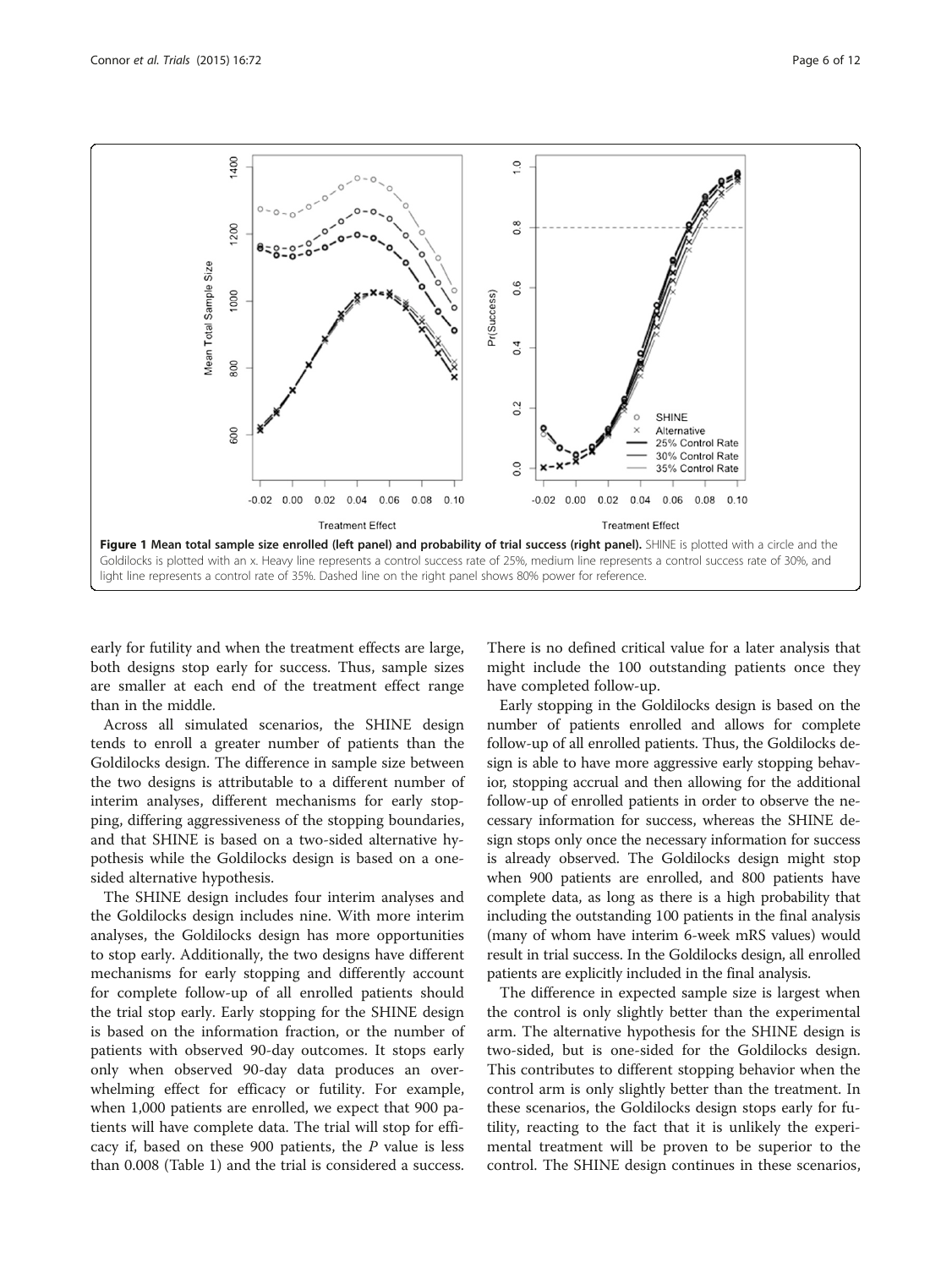**Figure 1 Mean total sample size enrolled (left panel) and probability of trial success (right panel).** SHINE is plotted with a circle and the Goldilocks is plotted with an x. Heavy line represents a control success rate of 25%, medium line represents a control success rate of 30%, and light line represents a control rate of 35%. Dashed line on the right panel shows 80% power for reference.

early for futility and when the treatment effects are large, both designs stop early for success. Thus, sample sizes are smaller at each end of the treatment effect range than in the middle.

Across all simulated scenarios, the SHINE design tends to enroll a greater number of patients than the Goldilocks design. The difference in sample size between the two designs is attributable to a different number of interim analyses, different mechanisms for early stopping, differing aggressiveness of the stopping boundaries, and that SHINE is based on a two-sided alternative hypothesis while the Goldilocks design is based on a one-sided alternative hypothesis.

The SHINE design includes four interim analyses and the Goldilocks design includes nine. With more interim analyses, the Goldilocks design has more opportunities to stop early. Additionally, the two designs have different mechanisms for early stopping and differently account for complete follow-up of all enrolled patients should the trial stop early. Early stopping for the SHINE design is based on the information fraction, or the number of patients with observed 90-day outcomes. It stops early only when observed 90-day data produces an overwhelming effect for efficacy or futility. For example, when 1,000 patients are enrolled, we expect that 900 patients will have complete data. The trial will stop for efficacy if, based on these 900 patients, the $P$ value is less than 0.008 (Table 1) and the trial is considered a success. There is no defined critical value for a later analysis that might include the 100 outstanding patients once they have completed follow-up.

Early stopping in the Goldilocks design is based on the number of patients enrolled and allows for complete follow-up of all enrolled patients. Thus, the Goldilocks design is able to have more aggressive early stopping behavior, stopping accrual and then allowing for the additional follow-up of enrolled patients in order to observe the necessary information for success, whereas the SHINE design stops only once the necessary information for success is already observed. The Goldilocks design might stop when 900 patients are enrolled, and 800 patients have complete data, as long as there is a high probability that including the outstanding 100 patients in the final analysis (many of whom have interim 6-week mRS values) would result in trial success. In the Goldilocks design, all enrolled patients are explicitly included in the final analysis.

The difference in expected sample size is largest when the control is only slightly better than the experimental arm. The alternative hypothesis for the SHINE design is two-sided, but is one-sided for the Goldilocks design. This contributes to different stopping behavior when the control arm is only slightly better than the treatment. In these scenarios, the Goldilocks design stops early for futility, reacting to the fact that it is unlikely the experimental treatment will be proven to be superior to the control. The SHINE design continues in these scenarios,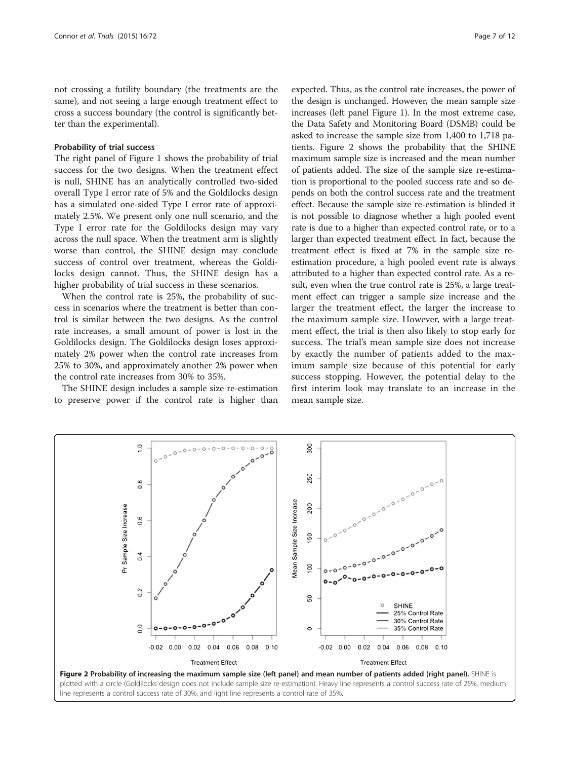not crossing a futility boundary (the treatments are the same), and not seeing a large enough treatment effect to cross a success boundary (the control is significantly better than the experimental).

### Probability of trial success

The right panel of Figure 1 shows the probability of trial success for the two designs. When the treatment effect is null, SHINE has an analytically controlled two-sided overall Type I error rate of 5% and the Goldilocks design has a simulated one-sided Type I error rate of approximately 2.5%. We present only one null scenario, and the Type I error rate for the Goldilocks design may vary across the null space. When the treatment arm is slightly worse than control, the SHINE design may conclude success of control over treatment, whereas the Goldilocks design cannot. Thus, the SHINE design has a higher probability of trial success in these scenarios.

When the control rate is 25%, the probability of success in scenarios where the treatment is better than control is similar between the two designs. As the control rate increases, a small amount of power is lost in the Goldilocks design. The Goldilocks design loses approximately 2% power when the control rate increases from 25% to 30%, and approximately another 2% power when the control rate increases from 30% to 35%.

The SHINE design includes a sample size re-estimation to preserve power if the control rate is higher than expected. Thus, as the control rate increases, the power of the design is unchanged. However, the mean sample size increases (left panel Figure 1). In the most extreme case, the Data Safety and Monitoring Board (DSMB) could be asked to increase the sample size from 1,400 to 1,718 patients. Figure 2 shows the probability that the SHINE maximum sample size is increased and the mean number of patients added. The size of the sample size re-estimation is proportional to the pooled success rate and so depends on both the control success rate and the treatment effect. Because the sample size re-estimation is blinded it is not possible to diagnose whether a high pooled event rate is due to a higher than expected control rate, or to a larger than expected treatment effect. In fact, because the treatment effect is fixed at 7% in the sample size re-estimation procedure, a high pooled event rate is always attributed to a higher than expected control rate. As a result, even when the true control rate is 25%, a large treatment effect can trigger a sample size increase and the larger the treatment effect, the larger the increase to the maximum sample size. However, with a large treatment effect, the trial is then also likely to stop early for success. The trial's mean sample size does not increase by exactly the number of patients added to the maximum sample size because of this potential for early success stopping. However, the potential delay to the first interim look may translate to an increase in the mean sample size.

**Figure 2 Probability of increasing the maximum sample size (left panel) and mean number of patients added (right panel).** SHINE is plotted with a circle (Goldilocks design does not include sample size re-estimation). Heavy line represents a control success rate of 25%, medium line represents a control success rate of 30%, and light line represents a control rate of 35%.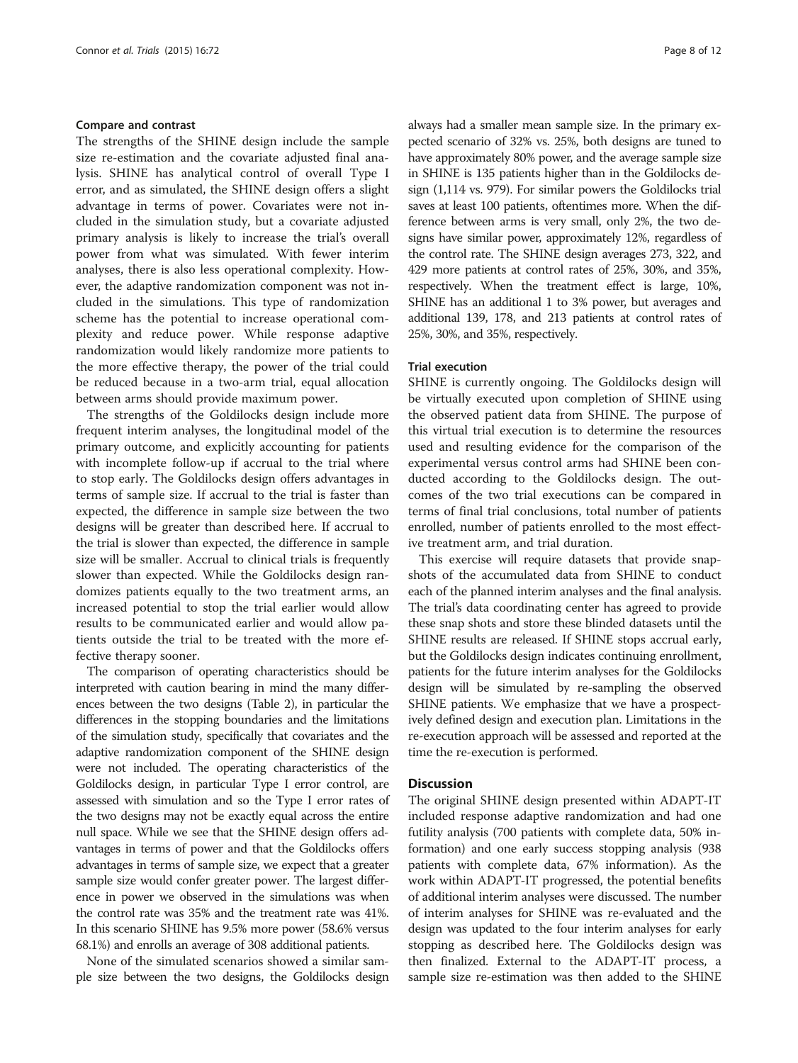#### Compare and contrast

The strengths of the SHINE design include the sample size re-estimation and the covariate adjusted final analysis. SHINE has analytical control of overall Type I error, and as simulated, the SHINE design offers a slight advantage in terms of power. Covariates were not included in the simulation study, but a covariate adjusted primary analysis is likely to increase the trial's overall power from what was simulated. With fewer interim analyses, there is also less operational complexity. However, the adaptive randomization component was not included in the simulations. This type of randomization scheme has the potential to increase operational complexity and reduce power. While response adaptive randomization would likely randomize more patients to the more effective therapy, the power of the trial could be reduced because in a two-arm trial, equal allocation between arms should provide maximum power.

The strengths of the Goldilocks design include more frequent interim analyses, the longitudinal model of the primary outcome, and explicitly accounting for patients with incomplete follow-up if accrual to the trial where to stop early. The Goldilocks design offers advantages in terms of sample size. If accrual to the trial is faster than expected, the difference in sample size between the two designs will be greater than described here. If accrual to the trial is slower than expected, the difference in sample size will be smaller. Accrual to clinical trials is frequently slower than expected. While the Goldilocks design randomizes patients equally to the two treatment arms, an increased potential to stop the trial earlier would allow results to be communicated earlier and would allow patients outside the trial to be treated with the more effective therapy sooner.

The comparison of operating characteristics should be interpreted with caution bearing in mind the many differences between the two designs (Table 2), in particular the differences in the stopping boundaries and the limitations of the simulation study, specifically that covariates and the adaptive randomization component of the SHINE design were not included. The operating characteristics of the Goldilocks design, in particular Type I error control, are assessed with simulation and so the Type I error rates of the two designs may not be exactly equal across the entire null space. While we see that the SHINE design offers advantages in terms of power and that the Goldilocks offers advantages in terms of sample size, we expect that a greater sample size would confer greater power. The largest difference in power we observed in the simulations was when the control rate was 35% and the treatment rate was 41%. In this scenario SHINE has 9.5% more power (58.6% versus 68.1%) and enrolls an average of 308 additional patients.

None of the simulated scenarios showed a similar sample size between the two designs, the Goldilocks design always had a smaller mean sample size. In the primary expected scenario of 32% vs. 25%, both designs are tuned to have approximately 80% power, and the average sample size in SHINE is 135 patients higher than in the Goldilocks design (1,114 vs. 979). For similar powers the Goldilocks trial saves at least 100 patients, oftentimes more. When the difference between arms is very small, only 2%, the two designs have similar power, approximately 12%, regardless of the control rate. The SHINE design averages 273, 322, and 429 more patients at control rates of 25%, 30%, and 35%, respectively. When the treatment effect is large, 10%, SHINE has an additional 1 to 3% power, but averages and additional 139, 178, and 213 patients at control rates of 25%, 30%, and 35%, respectively.

#### Trial execution

SHINE is currently ongoing. The Goldilocks design will be virtually executed upon completion of SHINE using the observed patient data from SHINE. The purpose of this virtual trial execution is to determine the resources used and resulting evidence for the comparison of the experimental versus control arms had SHINE been conducted according to the Goldilocks design. The outcomes of the two trial executions can be compared in terms of final trial conclusions, total number of patients enrolled, number of patients enrolled to the most effective treatment arm, and trial duration.

This exercise will require datasets that provide snapshots of the accumulated data from SHINE to conduct each of the planned interim analyses and the final analysis. The trial's data coordinating center has agreed to provide these snap shots and store these blinded datasets until the SHINE results are released. If SHINE stops accrual early, but the Goldilocks design indicates continuing enrollment, patients for the future interim analyses for the Goldilocks design will be simulated by re-sampling the observed SHINE patients. We emphasize that we have a prospectively defined design and execution plan. Limitations in the re-execution approach will be assessed and reported at the time the re-execution is performed.

## Discussion

The original SHINE design presented within ADAPT-IT included response adaptive randomization and had one futility analysis (700 patients with complete data, 50% information) and one early success stopping analysis (938 patients with complete data, 67% information). As the work within ADAPT-IT progressed, the potential benefits of additional interim analyses were discussed. The number of interim analyses for SHINE was re-evaluated and the design was updated to the four interim analyses for early stopping as described here. The Goldilocks design was then finalized. External to the ADAPT-IT process, a sample size re-estimation was then added to the SHINE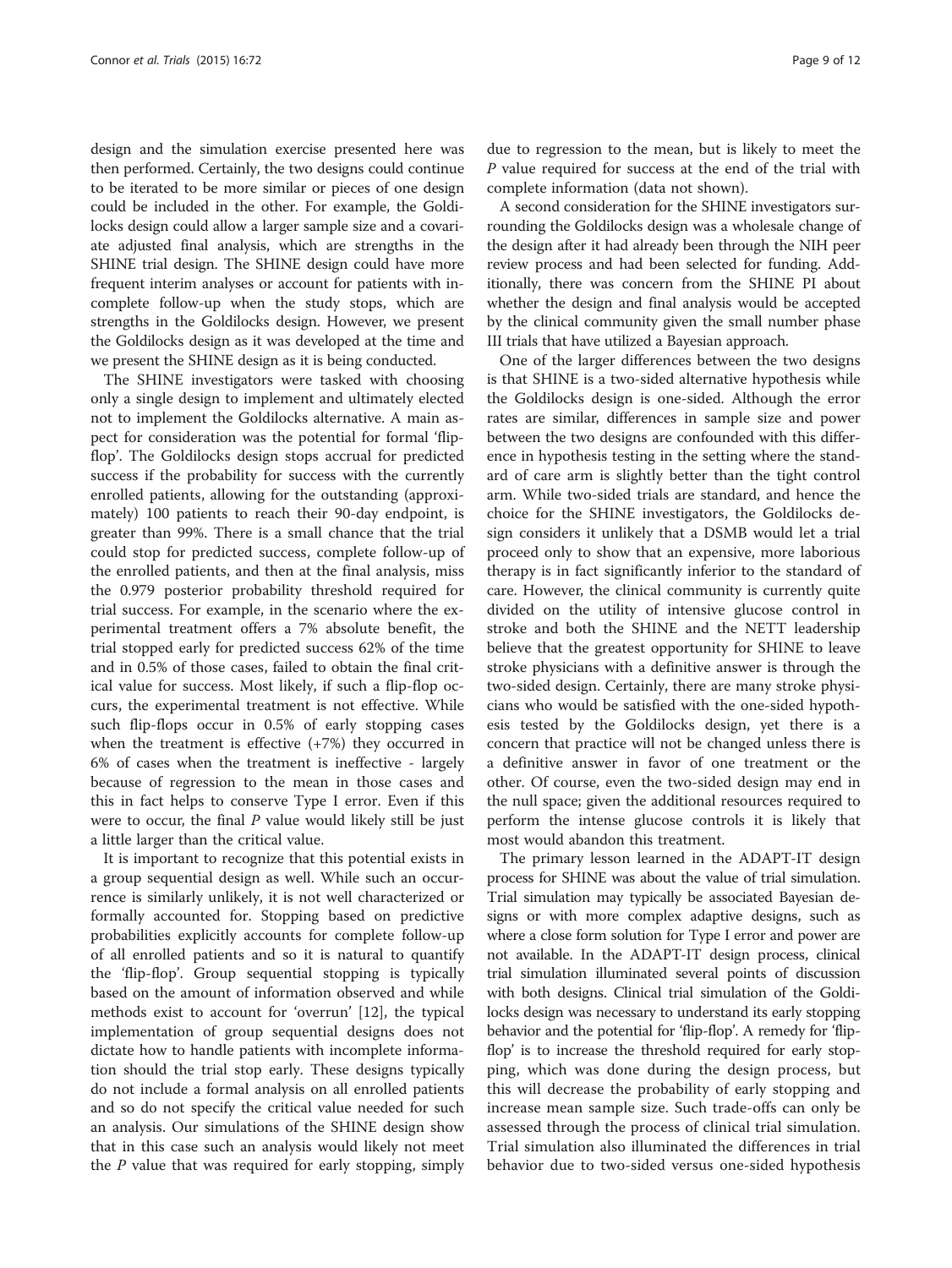design and the simulation exercise presented here was then performed. Certainly, the two designs could continue to be iterated to be more similar or pieces of one design could be included in the other. For example, the Goldilocks design could allow a larger sample size and a covariate adjusted final analysis, which are strengths in the SHINE trial design. The SHINE design could have more frequent interim analyses or account for patients with incomplete follow-up when the study stops, which are strengths in the Goldilocks design. However, we present the Goldilocks design as it was developed at the time and we present the SHINE design as it is being conducted.

The SHINE investigators were tasked with choosing only a single design to implement and ultimately elected not to implement the Goldilocks alternative. A main aspect for consideration was the potential for formal 'flip-flop'. The Goldilocks design stops accrual for predicted success if the probability for success with the currently enrolled patients, allowing for the outstanding (approximately) 100 patients to reach their 90-day endpoint, is greater than 99%. There is a small chance that the trial could stop for predicted success, complete follow-up of the enrolled patients, and then at the final analysis, miss the 0.979 posterior probability threshold required for trial success. For example, in the scenario where the experimental treatment offers a 7% absolute benefit, the trial stopped early for predicted success 62% of the time and in 0.5% of those cases, failed to obtain the final critical value for success. Most likely, if such a flip-flop occurs, the experimental treatment is not effective. While such flip-flops occur in 0.5% of early stopping cases when the treatment is effective (+7%) they occurred in 6% of cases when the treatment is ineffective - largely because of regression to the mean in those cases and this in fact helps to conserve Type I error. Even if this were to occur, the final *P* value would likely still be just a little larger than the critical value.

It is important to recognize that this potential exists in a group sequential design as well. While such an occurrence is similarly unlikely, it is not well characterized or formally accounted for. Stopping based on predictive probabilities explicitly accounts for complete follow-up of all enrolled patients and so it is natural to quantify the 'flip-flop'. Group sequential stopping is typically based on the amount of information observed and while methods exist to account for 'overrun' [12], the typical implementation of group sequential designs does not dictate how to handle patients with incomplete information should the trial stop early. These designs typically do not include a formal analysis on all enrolled patients and so do not specify the critical value needed for such an analysis. Our simulations of the SHINE design show that in this case such an analysis would likely not meet the *P* value that was required for early stopping, simply due to regression to the mean, but is likely to meet the *P* value required for success at the end of the trial with complete information (data not shown).

A second consideration for the SHINE investigators surrounding the Goldilocks design was a wholesale change of the design after it had already been through the NIH peer review process and had been selected for funding. Additionally, there was concern from the SHINE PI about whether the design and final analysis would be accepted by the clinical community given the small number phase III trials that have utilized a Bayesian approach.

One of the larger differences between the two designs is that SHINE is a two-sided alternative hypothesis while the Goldilocks design is one-sided. Although the error rates are similar, differences in sample size and power between the two designs are confounded with this difference in hypothesis testing in the setting where the standard of care arm is slightly better than the tight control arm. While two-sided trials are standard, and hence the choice for the SHINE investigators, the Goldilocks design considers it unlikely that a DSMB would let a trial proceed only to show that an expensive, more laborious therapy is in fact significantly inferior to the standard of care. However, the clinical community is currently quite divided on the utility of intensive glucose control in stroke and both the SHINE and the NETT leadership believe that the greatest opportunity for SHINE to leave stroke physicians with a definitive answer is through the two-sided design. Certainly, there are many stroke physicians who would be satisfied with the one-sided hypothesis tested by the Goldilocks design, yet there is a concern that practice will not be changed unless there is a definitive answer in favor of one treatment or the other. Of course, even the two-sided design may end in the null space; given the additional resources required to perform the intense glucose controls it is likely that most would abandon this treatment.

The primary lesson learned in the ADAPT-IT design process for SHINE was about the value of trial simulation. Trial simulation may typically be associated Bayesian designs or with more complex adaptive designs, such as where a close form solution for Type I error and power are not available. In the ADAPT-IT design process, clinical trial simulation illuminated several points of discussion with both designs. Clinical trial simulation of the Goldilocks design was necessary to understand its early stopping behavior and the potential for 'flip-flop'. A remedy for 'flip-flop' is to increase the threshold required for early stopping, which was done during the design process, but this will decrease the probability of early stopping and increase mean sample size. Such trade-offs can only be assessed through the process of clinical trial simulation. Trial simulation also illuminated the differences in trial behavior due to two-sided versus one-sided hypothesis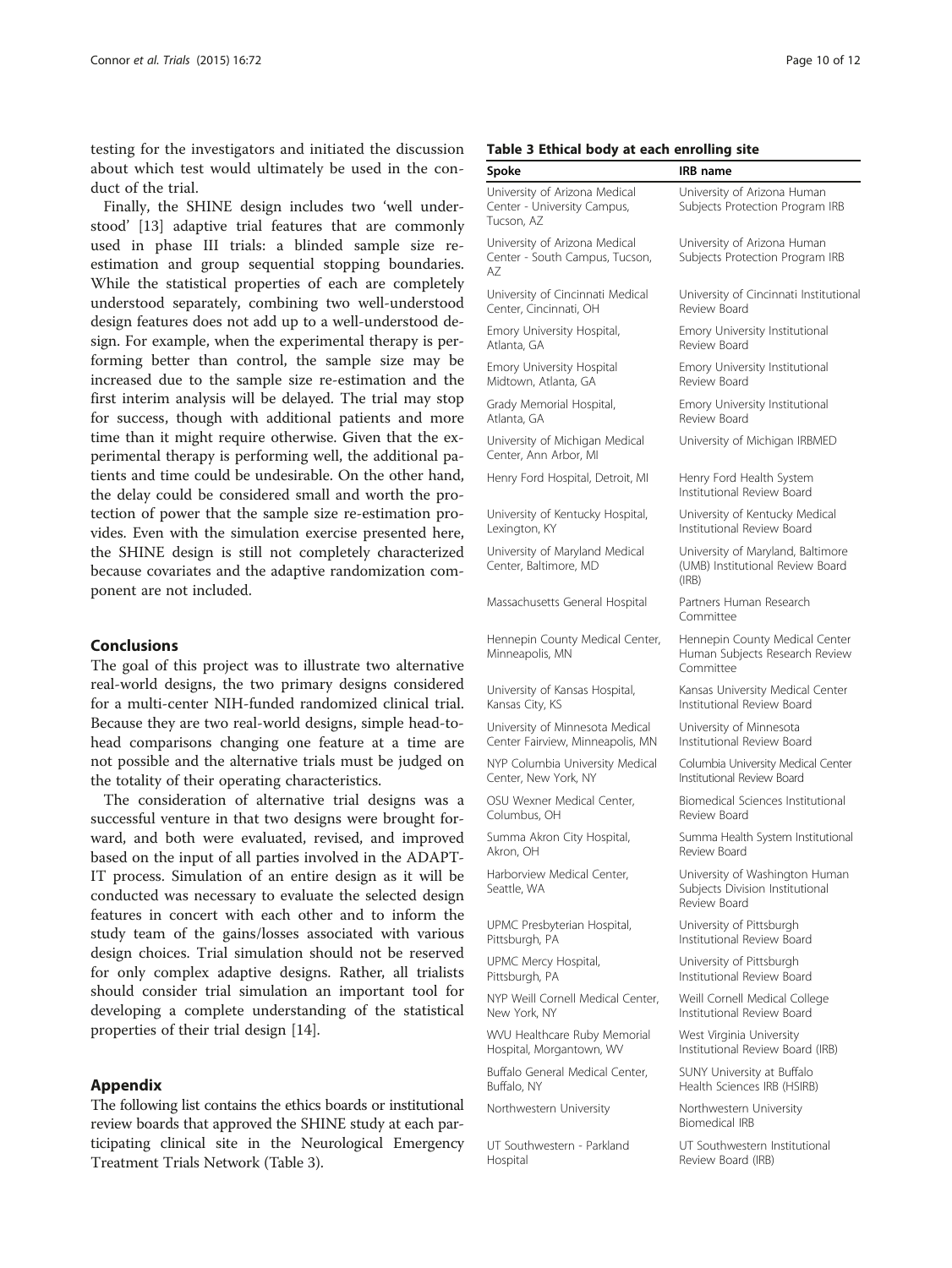testing for the investigators and initiated the discussion about which test would ultimately be used in the conduct of the trial.

Finally, the SHINE design includes two 'well understood' [13] adaptive trial features that are commonly used in phase III trials: a blinded sample size re-estimation and group sequential stopping boundaries. While the statistical properties of each are completely understood separately, combining two well-understood design features does not add up to a well-understood design. For example, when the experimental therapy is performing better than control, the sample size may be increased due to the sample size re-estimation and the first interim analysis will be delayed. The trial may stop for success, though with additional patients and more time than it might require otherwise. Given that the experimental therapy is performing well, the additional patients and time could be undesirable. On the other hand, the delay could be considered small and worth the protection of power that the sample size re-estimation provides. Even with the simulation exercise presented here, the SHINE design is still not completely characterized because covariates and the adaptive randomization component are not included.

## Conclusions

The goal of this project was to illustrate two alternative real-world designs, the two primary designs considered for a multi-center NIH-funded randomized clinical trial. Because they are two real-world designs, simple head-to-head comparisons changing one feature at a time are not possible and the alternative trials must be judged on the totality of their operating characteristics.

The consideration of alternative trial designs was a successful venture in that two designs were brought forward, and both were evaluated, revised, and improved based on the input of all parties involved in the ADAPT-IT process. Simulation of an entire design as it will be conducted was necessary to evaluate the selected design features in concert with each other and to inform the study team of the gains/losses associated with various design choices. Trial simulation should not be reserved for only complex adaptive designs. Rather, all trialists should consider trial simulation an important tool for developing a complete understanding of the statistical properties of their trial design [14].

## Appendix

The following list contains the ethics boards or institutional review boards that approved the SHINE study at each participating clinical site in the Neurological Emergency Treatment Trials Network (Table 3).

**Table 3 Ethical body at each enrolling site**

| Spoke | IRB name |
|---|---|
| University of Arizona Medical Center - University Campus, Tucson, AZ | University of Arizona Human Subjects Protection Program IRB |
| University of Arizona Medical Center - South Campus, Tucson, AZ | University of Arizona Human Subjects Protection Program IRB |
| University of Cincinnati Medical Center, Cincinnati, OH | University of Cincinnati Institutional Review Board |
| Emory University Hospital, Atlanta, GA | Emory University Institutional Review Board |
| Emory University Hospital Midtown, Atlanta, GA | Emory University Institutional Review Board |
| Grady Memorial Hospital, Atlanta, GA | Emory University Institutional Review Board |
| University of Michigan Medical Center, Ann Arbor, MI | University of Michigan IRBMED |
| Henry Ford Hospital, Detroit, MI | Henry Ford Health System Institutional Review Board |
| University of Kentucky Hospital, Lexington, KY | University of Kentucky Medical Institutional Review Board |
| University of Maryland Medical Center, Baltimore, MD | University of Maryland, Baltimore (UMB) Institutional Review Board (IRB) |
| Massachusetts General Hospital | Partners Human Research Committee |
| Hennepin County Medical Center, Minneapolis, MN | Hennepin County Medical Center Human Subjects Research Review Committee |
| University of Kansas Hospital, Kansas City, KS | Kansas University Medical Center Institutional Review Board |
| University of Minnesota Medical Center Fairview, Minneapolis, MN | University of Minnesota Institutional Review Board |
| NYP Columbia University Medical Center, New York, NY | Columbia University Medical Center Institutional Review Board |
| OSU Wexner Medical Center, Columbus, OH | Biomedical Sciences Institutional Review Board |
| Summa Akron City Hospital, Akron, OH | Summa Health System Institutional Review Board |
| Harborview Medical Center, Seattle, WA | University of Washington Human Subjects Division Institutional Review Board |
| UPMC Presbyterian Hospital, Pittsburgh, PA | University of Pittsburgh Institutional Review Board |
| UPMC Mercy Hospital, Pittsburgh, PA | University of Pittsburgh Institutional Review Board |
| NYP Weill Cornell Medical Center, New York, NY | Weill Cornell Medical College Institutional Review Board |
| WVU Healthcare Ruby Memorial Hospital, Morgantown, WV | West Virginia University Institutional Review Board (IRB) |
| Buffalo General Medical Center, Buffalo, NY | SUNY University at Buffalo Health Sciences IRB (HSIRB) |
| Northwestern University | Northwestern University Biomedical IRB |
| UT Southwestern - Parkland Hospital | UT Southwestern Institutional Review Board (IRB) |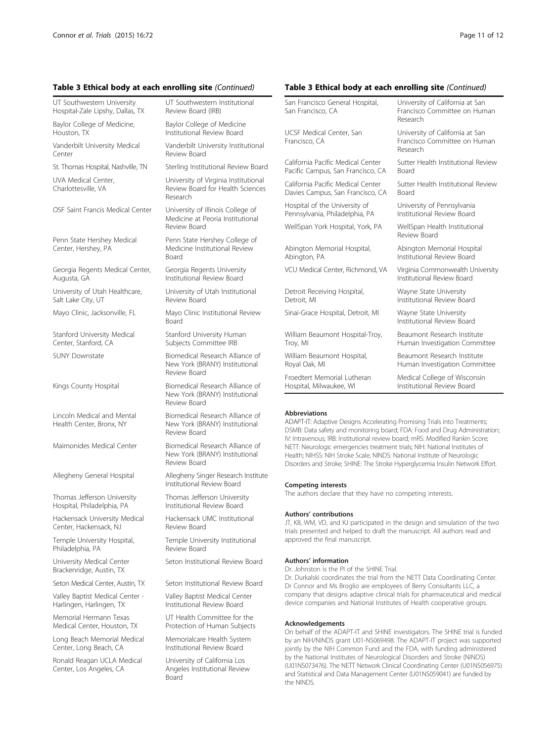**Table 3 Ethical body at each enrolling site** *(Continued)*

| | |
|---|---|
| UT Southwestern University Hospital-Zale Lipshy, Dallas, TX | UT Southwestern Institutional Review Board (IRB) |
| Baylor College of Medicine, Houston, TX | Baylor College of Medicine Institutional Review Board |
| Vanderbilt University Medical Center | Vanderbilt University Institutional Review Board |
| St. Thomas Hospital, Nashville, TN | Sterling Institutional Review Board |
| UVA Medical Center, Charlottesville, VA | University of Virginia Institutional Review Board for Health Sciences Research |
| OSF Saint Francis Medical Center | University of Illinois College of Medicine at Peoria Institutional Review Board |
| Penn State Hershey Medical Center, Hershey, PA | Penn State Hershey College of Medicine Institutional Review Board |
| Georgia Regents Medical Center, Augusta, GA | Georgia Regents University Institutional Review Board |
| University of Utah Healthcare, Salt Lake City, UT | University of Utah Institutional Review Board |
| Mayo Clinic, Jacksonville, FL | Mayo Clinic Institutional Review Board |
| Stanford University Medical Center, Stanford, CA | Stanford University Human Subjects Committee IRB |
| SUNY Downstate | Biomedical Research Alliance of New York (BRANY) Institutional Review Board |
| Kings County Hospital | Biomedical Research Alliance of New York (BRANY) Institutional Review Board |
| Lincoln Medical and Mental Health Center, Bronx, NY | Biomedical Research Alliance of New York (BRANY) Institutional Review Board |
| Maimonides Medical Center | Biomedical Research Alliance of New York (BRANY) Institutional Review Board |
| Allegheny General Hospital | Allegheny Singer Research Institute Institutional Review Board |
| Thomas Jefferson University Hospital, Philadelphia, PA | Thomas Jefferson University Institutional Review Board |
| Hackensack University Medical Center, Hackensack, NJ | Hackensack UMC Institutional Review Board |
| Temple University Hospital, Philadelphia, PA | Temple University Institutional Review Board |
| University Medical Center Brackenridge, Austin, TX | Seton Institutional Review Board |
| Seton Medical Center, Austin, TX | Seton Institutional Review Board |
| Valley Baptist Medical Center - Harlingen, Harlingen, TX | Valley Baptist Medical Center Institutional Review Board |
| Memorial Hermann Texas Medical Center, Houston, TX | UT Health Committee for the Protection of Human Subjects |
| Long Beach Memorial Medical Center, Long Beach, CA | Memorialcare Health System Institutional Review Board |
| Ronald Reagan UCLA Medical Center, Los Angeles, CA | University of California Los Angeles Institutional Review Board |
| San Francisco General Hospital, San Francisco, CA | University of California at San Francisco Committee on Human Research |
| UCSF Medical Center, San Francisco, CA | University of California at San Francisco Committee on Human Research |
| California Pacific Medical Center Pacific Campus, San Francisco, CA | Sutter Health Institutional Review Board |
| California Pacific Medical Center Davies Campus, San Francisco, CA | Sutter Health Institutional Review Board |
| Hospital of the University of Pennsylvania, Philadelphia, PA | University of Pennsylvania Institutional Review Board |
| WellSpan York Hospital, York, PA | WellSpan Health Institutional Review Board |
| Abington Memorial Hospital, Abington, PA | Abington Memorial Hospital Institutional Review Board |
| VCU Medical Center, Richmond, VA | Virginia Commonwealth University Institutional Review Board |
| Detroit Receiving Hospital, Detroit, MI | Wayne State University Institutional Review Board |
| Sinai-Grace Hospital, Detroit, MI | Wayne State University Institutional Review Board |
| William Beaumont Hospital-Troy, Troy, MI | Beaumont Research Institute Human Investigation Committee |
| William Beaumont Hospital, Royal Oak, MI | Beaumont Research Institute Human Investigation Committee |
| Froedtert Memorial Lutheran Hospital, Milwaukee, WI | Medical College of Wisconsin Institutional Review Board |

#### Abbreviations
ADAPT-IT: Adaptive Designs Accelerating Promising Trials into Treatments; DSMB: Data safety and monitoring board; FDA: Food and Drug Administration; IV: Intravenous; IRB: Institutional review board; mRS: Modified Rankin Score; NETT: Neurologic emergencies treatment trials; NIH: National Institutes of Health; NIHSS: NIH Stroke Scale; NINDS: National Institute of Neurologic Disorders and Stroke; SHINE: The Stroke Hyperglycemia Insulin Network Effort.

#### Competing interests
The authors declare that they have no competing interests.

#### Authors' contributions
JT, KB, WM, VD, and KJ participated in the design and simulation of the two trials presented and helped to draft the manuscript. All authors read and approved the final manuscript.

#### Authors' information
Dr. Johnston is the PI of the SHINE Trial.
Dr. Durkalski coordinates the trial from the NETT Data Coordinating Center. Dr Connor and Ms Broglio are employees of Berry Consultants LLC, a company that designs adaptive clinical trials for pharmaceutical and medical device companies and National Institutes of Health cooperative groups.

#### Acknowledgements
On behalf of the ADAPT-IT and SHINE investigators. The SHINE trial is funded by an NIH/NINDS grant U01-NS069498. The ADAPT-IT project was supported jointly by the NIH Common Fund and the FDA, with funding administered by the National Institutes of Neurological Disorders and Stroke (NINDS) (U01NS073476). The NETT Network Clinical Coordinating Center (U01NS056975) and Statistical and Data Management Center (U01NS059041) are funded by the NINDS.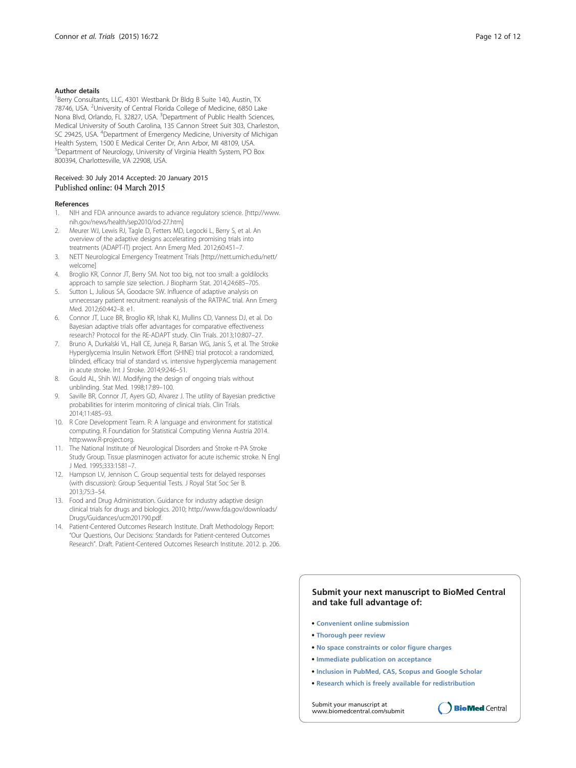#### Author details

[1]Berry Consultants, LLC, 4301 Westbank Dr Bldg B Suite 140, Austin, TX 78746, USA. [2]University of Central Florida College of Medicine, 6850 Lake Nona Blvd, Orlando, FL 32827, USA. [3]Department of Public Health Sciences, Medical University of South Carolina, 135 Cannon Street Suit 303, Charleston, SC 29425, USA. [4]Department of Emergency Medicine, University of Michigan Health System, 1500 E Medical Center Dr, Ann Arbor, MI 48109, USA. [5]Department of Neurology, University of Virginia Health System, PO Box 800394, Charlottesville, VA 22908, USA.

Received: 30 July 2014 Accepted: 20 January 2015
Published online: 04 March 2015

#### References

1. NIH and FDA announce awards to advance regulatory science. [http://www.nih.gov/news/health/sep2010/od-27.htm]
2. Meurer WJ, Lewis RJ, Tagle D, Fetters MD, Legocki L, Berry S, et al. An overview of the adaptive designs accelerating promising trials into treatments (ADAPT-IT) project. Ann Emerg Med. 2012;60:451–7.
3. NETT Neurological Emergency Treatment Trials [http://nett.umich.edu/nett/welcome]
4. Broglio KR, Connor JT, Berry SM. Not too big, not too small: a goldilocks approach to sample size selection. J Biopharm Stat. 2014;24:685–705.
5. Sutton L, Julious SA, Goodacre SW. Influence of adaptive analysis on unnecessary patient recruitment: reanalysis of the RATPAC trial. Ann Emerg Med. 2012;60:442–8. e1.
6. Connor JT, Luce BR, Broglio KR, Ishak KJ, Mullins CD, Vanness DJ, et al. Do Bayesian adaptive trials offer advantages for comparative effectiveness research? Protocol for the RE-ADAPT study. Clin Trials. 2013;10:807–27.
7. Bruno A, Durkalski VL, Hall CE, Juneja R, Barsan WG, Janis S, et al. The Stroke Hyperglycemia Insulin Network Effort (SHINE) trial protocol: a randomized, blinded, efficacy trial of standard vs. intensive hyperglycemia management in acute stroke. Int J Stroke. 2014;9:246–51.
8. Gould AL, Shih WJ. Modifying the design of ongoing trials without unblinding. Stat Med. 1998;17:89–100.
9. Saville BR, Connor JT, Ayers GD, Alvarez J. The utility of Bayesian predictive probabilities for interim monitoring of clinical trials. Clin Trials. 2014;11:485–93.
10. R Core Development Team. R: A language and environment for statistical computing. R Foundation for Statistical Computing Vienna Austria 2014. http:www.R-project.org.
11. The National Institute of Neurological Disorders and Stroke rt-PA Stroke Study Group. Tissue plasminogen activator for acute ischemic stroke. N Engl J Med. 1995;333:1581–7.
12. Hampson LV, Jennison C. Group sequential tests for delayed responses (with discussion): Group Sequential Tests. J Royal Stat Soc Ser B. 2013;75:3–54.
13. Food and Drug Administration. Guidance for industry adaptive design clinical trials for drugs and biologics. 2010; http://www.fda.gov/downloads/Drugs/Guidances/ucm201790.pdf.
14. Patient-Centered Outcomes Research Institute. Draft Methodology Report: "Our Questions, Our Decisions: Standards for Patient-centered Outcomes Research". Draft. Patient-Centered Outcomes Research Institute. 2012. p. 206.

**Submit your next manuscript to BioMed Central and take full advantage of:**

- **Convenient online submission**
- **Thorough peer review**
- **No space constraints or color figure charges**
- **Immediate publication on acceptance**
- **Inclusion in PubMed, CAS, Scopus and Google Scholar**
- **Research which is freely available for redistribution**

Submit your manuscript at
www.biomedcentral.com/submit

BioMed Central